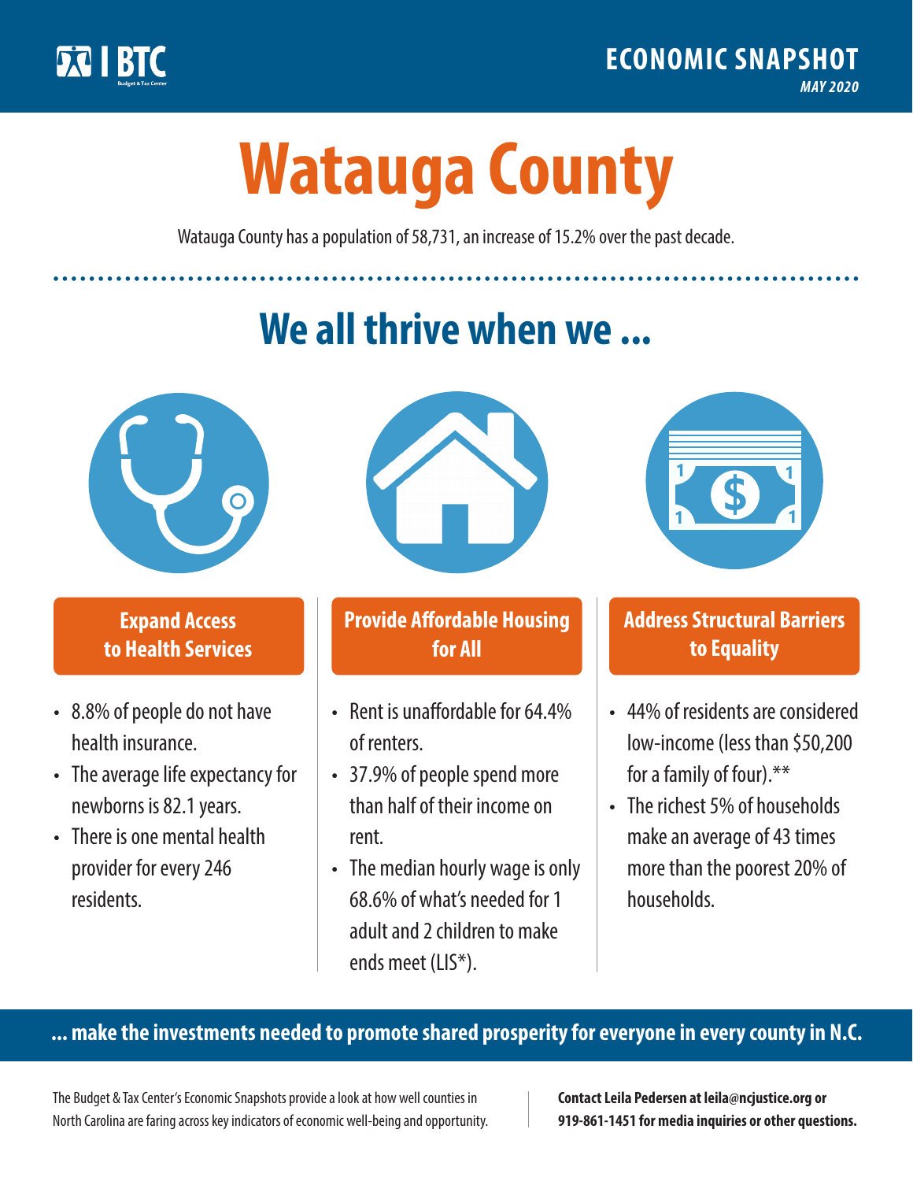BTC Budget & Tax Center

**ECONOMIC SNAPSHOT**
*MAY 2020*

# Watauga County

Watauga County has a population of 58,731, an increase of 15.2% over the past decade.

## We all thrive when we ...

### Expand Access to Health Services

- 8.8% of people do not have health insurance.
- The average life expectancy for newborns is 82.1 years.
- There is one mental health provider for every 246 residents.

### Provide Affordable Housing for All

- Rent is unaffordable for 64.4% of renters.
- 37.9% of people spend more than half of their income on rent.
- The median hourly wage is only 68.6% of what's needed for 1 adult and 2 children to make ends meet (LIS*).

### Address Structural Barriers to Equality

- 44% of residents are considered low-income (less than $50,200 for a family of four).**
- The richest 5% of households make an average of 43 times more than the poorest 20% of households.

**... make the investments needed to promote shared prosperity for everyone in every county in N.C.**

The Budget & Tax Center's Economic Snapshots provide a look at how well counties in North Carolina are faring across key indicators of economic well-being and opportunity.

**Contact Leila Pedersen at leila@ncjustice.org or 919-861-1451 for media inquiries or other questions.**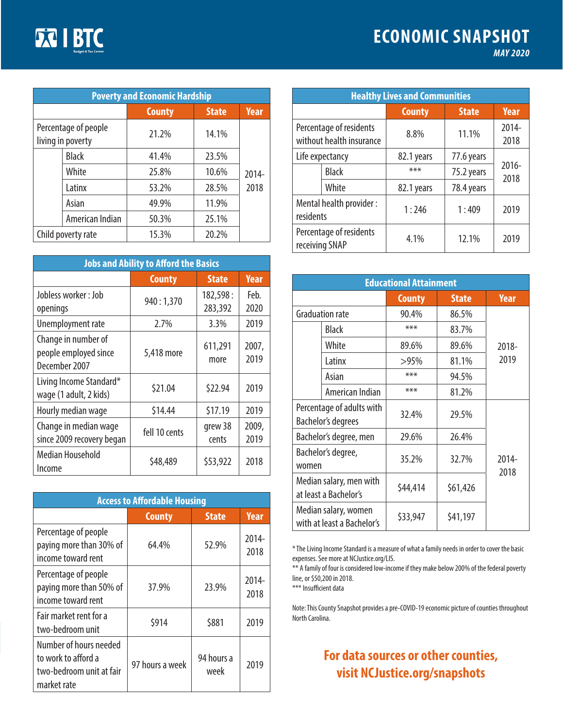BTC Budget & Tax Center

# ECONOMIC SNAPSHOT

*MAY 2020*

| Poverty and Economic Hardship | | County | State | Year |
|---|---|---|---|---|
| Percentage of people living in poverty | | 21.2% | 14.1% | 2014-2018 |
| | Black | 41.4% | 23.5% | |
| | White | 25.8% | 10.6% | |
| | Latinx | 53.2% | 28.5% | |
| | Asian | 49.9% | 11.9% | |
| | American Indian | 50.3% | 25.1% | |
| Child poverty rate | | 15.3% | 20.2% | |

| Jobs and Ability to Afford the Basics | County | State | Year |
|---|---|---|---|
| Jobless worker : Job openings | 940 : 1,370 | 182,598 : 283,392 | Feb. 2020 |
| Unemployment rate | 2.7% | 3.3% | 2019 |
| Change in number of people employed since December 2007 | 5,418 more | 611,291 more | 2007, 2019 |
| Living Income Standard* wage (1 adult, 2 kids) | $21.04 | $22.94 | 2019 |
| Hourly median wage | $14.44 | $17.19 | 2019 |
| Change in median wage since 2009 recovery began | fell 10 cents | grew 38 cents | 2009, 2019 |
| Median Household Income | $48,489 | $53,922 | 2018 |

| Access to Affordable Housing | County | State | Year |
|---|---|---|---|
| Percentage of people paying more than 30% of income toward rent | 64.4% | 52.9% | 2014-2018 |
| Percentage of people paying more than 50% of income toward rent | 37.9% | 23.9% | 2014-2018 |
| Fair market rent for a two-bedroom unit | $914 | $881 | 2019 |
| Number of hours needed to work to afford a two-bedroom unit at fair market rate | 97 hours a week | 94 hours a week | 2019 |

| Healthy Lives and Communities | | County | State | Year |
|---|---|---|---|---|
| Percentage of residents without health insurance | | 8.8% | 11.1% | 2014-2018 |
| Life expectancy | | 82.1 years | 77.6 years | 2016-2018 |
| | Black | *** | 75.2 years | |
| | White | 82.1 years | 78.4 years | |
| Mental health provider : residents | | 1 : 246 | 1 : 409 | 2019 |
| Percentage of residents receiving SNAP | | 4.1% | 12.1% | 2019 |

| Educational Attainment | | County | State | Year |
|---|---|---|---|---|
| Graduation rate | | 90.4% | 86.5% | 2018-2019 |
| | Black | *** | 83.7% | |
| | White | 89.6% | 89.6% | |
| | Latinx | >95% | 81.1% | |
| | Asian | *** | 94.5% | |
| | American Indian | *** | 81.2% | |
| Percentage of adults with Bachelor's degrees | | 32.4% | 29.5% | 2014-2018 |
| Bachelor's degree, men | | 29.6% | 26.4% | |
| Bachelor's degree, women | | 35.2% | 32.7% | |
| Median salary, men with at least a Bachelor's | | $44,414 | $61,426 | |
| Median salary, women with at least a Bachelor's | | $33,947 | $41,197 | |

* The Living Income Standard is a measure of what a family needs in order to cover the basic expenses. See more at NCJustice.org/LIS.
** A family of four is considered low-income if they make below 200% of the federal poverty line, or $50,200 in 2018.
*** Insufficient data

Note: This County Snapshot provides a pre-COVID-19 economic picture of counties throughout North Carolina.

**For data sources or other counties, visit NCJustice.org/snapshots**